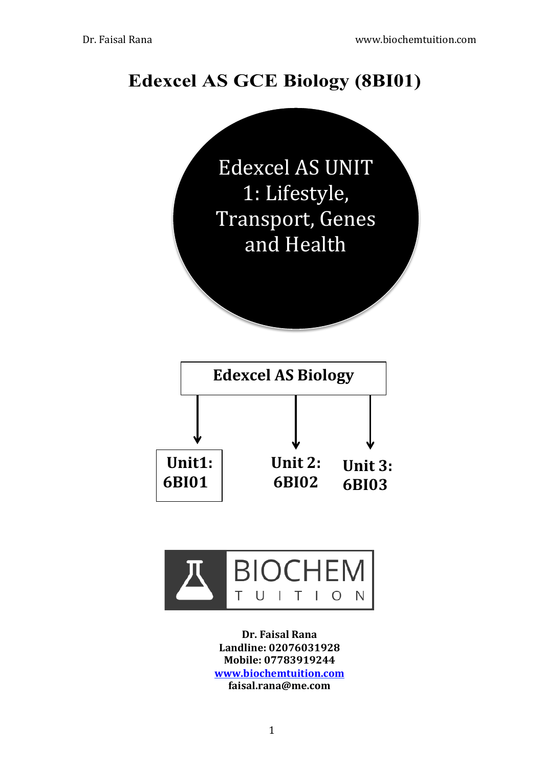# Edexcel AS GCE Biology (8BI01)

Edexcel AS UNIT 1: Lifestyle, Transport, Genes and Health

**Edexcel AS Biology**

**Unit1: 6BI01**

**Unit 2: 6BI02**

**Unit 3: 6BI03**

BIOCHEM TUITION

**Dr. Faisal Rana**
**Landline: 02076031928**
**Mobile: 07783919244**
**www.biochemtuition.com**
**faisal.rana@me.com**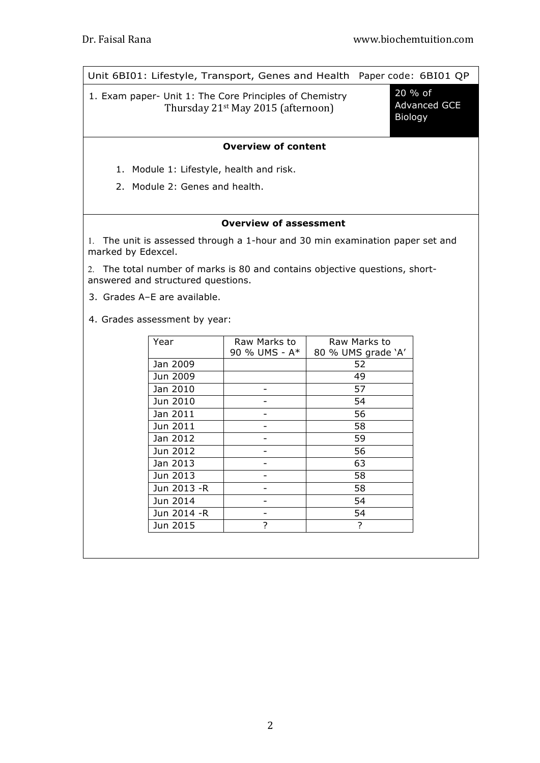Unit 6BI01: Lifestyle, Transport, Genes and Health  Paper code: 6BI01 QP

1. Exam paper- Unit 1: The Core Principles of Chemistry
Thursday 21st May 2015 (afternoon)

**20 % of Advanced GCE Biology**

**Overview of content**

1. Module 1: Lifestyle, health and risk.
2. Module 2: Genes and health.

**Overview of assessment**

1. The unit is assessed through a 1-hour and 30 min examination paper set and marked by Edexcel.
2. The total number of marks is 80 and contains objective questions, short-answered and structured questions.
3. Grades A–E are available.
4. Grades assessment by year:

| Year | Raw Marks to 90 % UMS - A* | Raw Marks to 80 % UMS grade 'A' |
|---|---|---|
| Jan 2009 | | 52 |
| Jun 2009 | | 49 |
| Jan 2010 | - | 57 |
| Jun 2010 | - | 54 |
| Jan 2011 | - | 56 |
| Jun 2011 | - | 58 |
| Jan 2012 | - | 59 |
| Jun 2012 | - | 56 |
| Jan 2013 | - | 63 |
| Jun 2013 | - | 58 |
| Jun 2013 -R | - | 58 |
| Jun 2014 | - | 54 |
| Jun 2014 -R | - | 54 |
| Jun 2015 | ? | ? |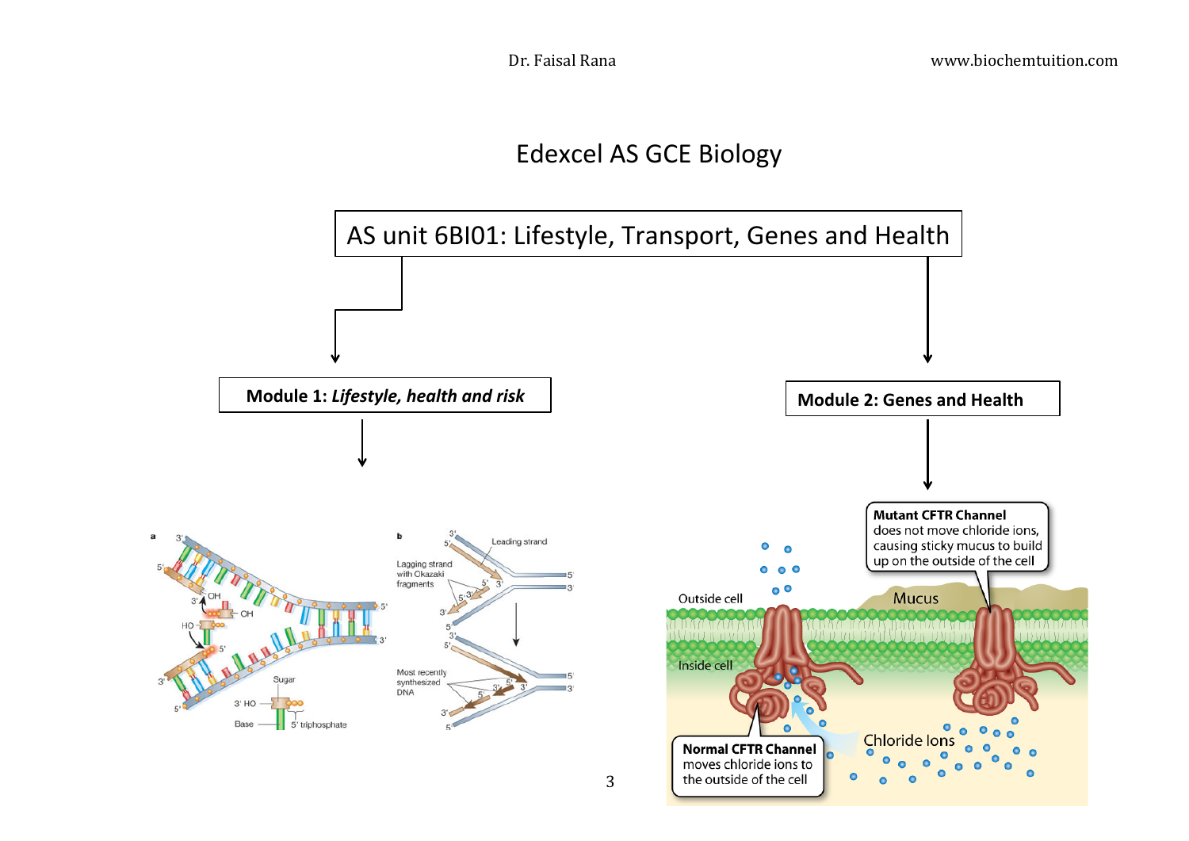# Edexcel AS GCE Biology

## AS unit 6BI01: Lifestyle, Transport, Genes and Health

### Module 1: *Lifestyle, health and risk*

### Module 2: Genes and Health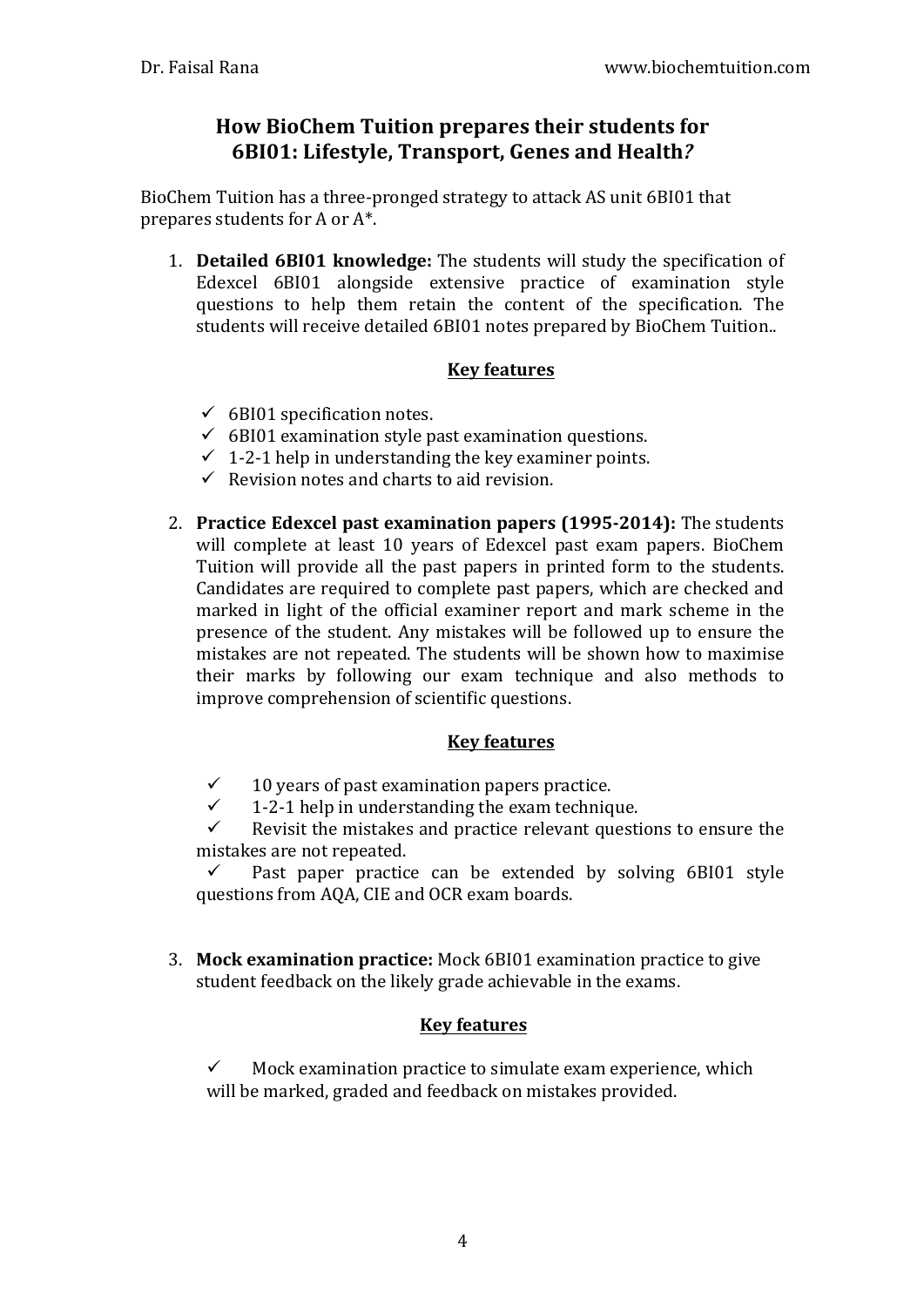## How BioChem Tuition prepares their students for 6BI01: Lifestyle, Transport, Genes and Health?

BioChem Tuition has a three-pronged strategy to attack AS unit 6BI01 that prepares students for A or A*.

1. **Detailed 6BI01 knowledge:** The students will study the specification of Edexcel 6BI01 alongside extensive practice of examination style questions to help them retain the content of the specification. The students will receive detailed 6BI01 notes prepared by BioChem Tuition..

   **Key features**

   - ✓ 6BI01 specification notes.
   - ✓ 6BI01 examination style past examination questions.
   - ✓ 1-2-1 help in understanding the key examiner points.
   - ✓ Revision notes and charts to aid revision.

2. **Practice Edexcel past examination papers (1995-2014):** The students will complete at least 10 years of Edexcel past exam papers. BioChem Tuition will provide all the past papers in printed form to the students. Candidates are required to complete past papers, which are checked and marked in light of the official examiner report and mark scheme in the presence of the student. Any mistakes will be followed up to ensure the mistakes are not repeated. The students will be shown how to maximise their marks by following our exam technique and also methods to improve comprehension of scientific questions.

   **Key features**

   - ✓ 10 years of past examination papers practice.
   - ✓ 1-2-1 help in understanding the exam technique.
   - ✓ Revisit the mistakes and practice relevant questions to ensure the mistakes are not repeated.
   - ✓ Past paper practice can be extended by solving 6BI01 style questions from AQA, CIE and OCR exam boards.

3. **Mock examination practice:** Mock 6BI01 examination practice to give student feedback on the likely grade achievable in the exams.

   **Key features**

   - ✓ Mock examination practice to simulate exam experience, which will be marked, graded and feedback on mistakes provided.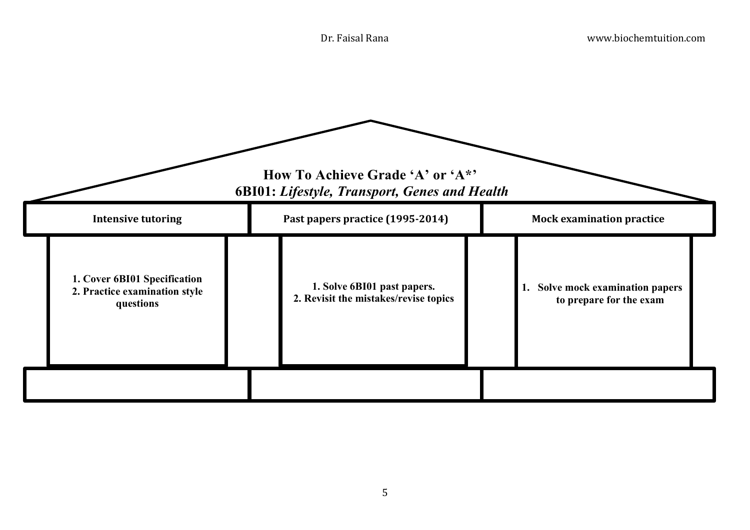## How To Achieve Grade 'A' or 'A*'

### 6BI01: *Lifestyle, Transport, Genes and Health*

| Intensive tutoring | Past papers practice (1995-2014) | Mock examination practice |
| --- | --- | --- |
| **1. Cover 6BI01 Specification**<br>**2. Practice examination style questions** | **1. Solve 6BI01 past papers.**<br>**2. Revisit the mistakes/revise topics** | **1. Solve mock examination papers to prepare for the exam** |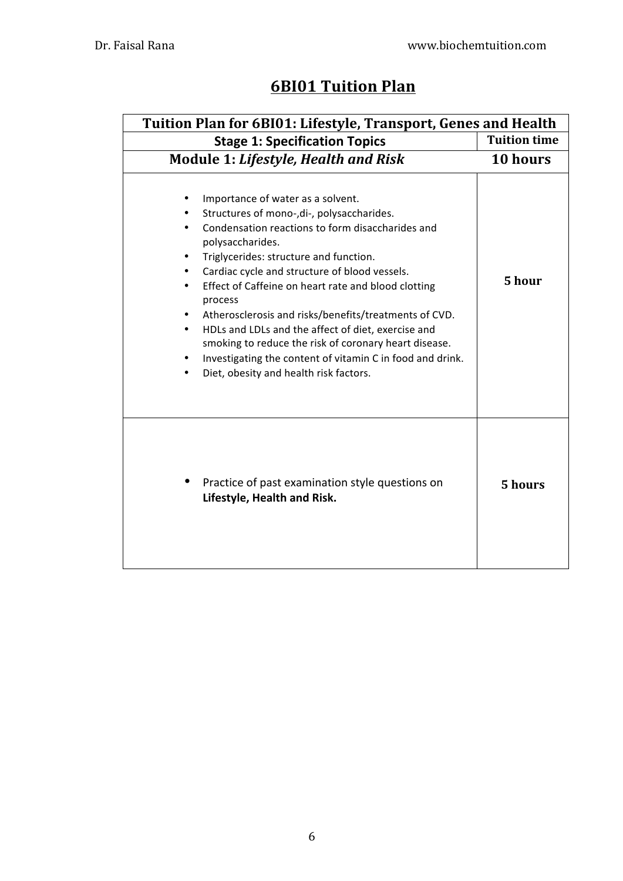# 6BI01 Tuition Plan

| Tuition Plan for 6BI01: Lifestyle, Transport, Genes and Health | |
|---|---|
| **Stage 1: Specification Topics** | **Tuition time** |
| **Module 1: *Lifestyle, Health and Risk*** | **10 hours** |
| • Importance of water as a solvent.<br>• Structures of mono-,di-, polysaccharides.<br>• Condensation reactions to form disaccharides and polysaccharides.<br>• Triglycerides: structure and function.<br>• Cardiac cycle and structure of blood vessels.<br>• Effect of Caffeine on heart rate and blood clotting process<br>• Atherosclerosis and risks/benefits/treatments of CVD.<br>• HDLs and LDLs and the affect of diet, exercise and smoking to reduce the risk of coronary heart disease.<br>• Investigating the content of vitamin C in food and drink.<br>• Diet, obesity and health risk factors. | **5 hour** |
| • Practice of past examination style questions on **Lifestyle, Health and Risk.** | **5 hours** |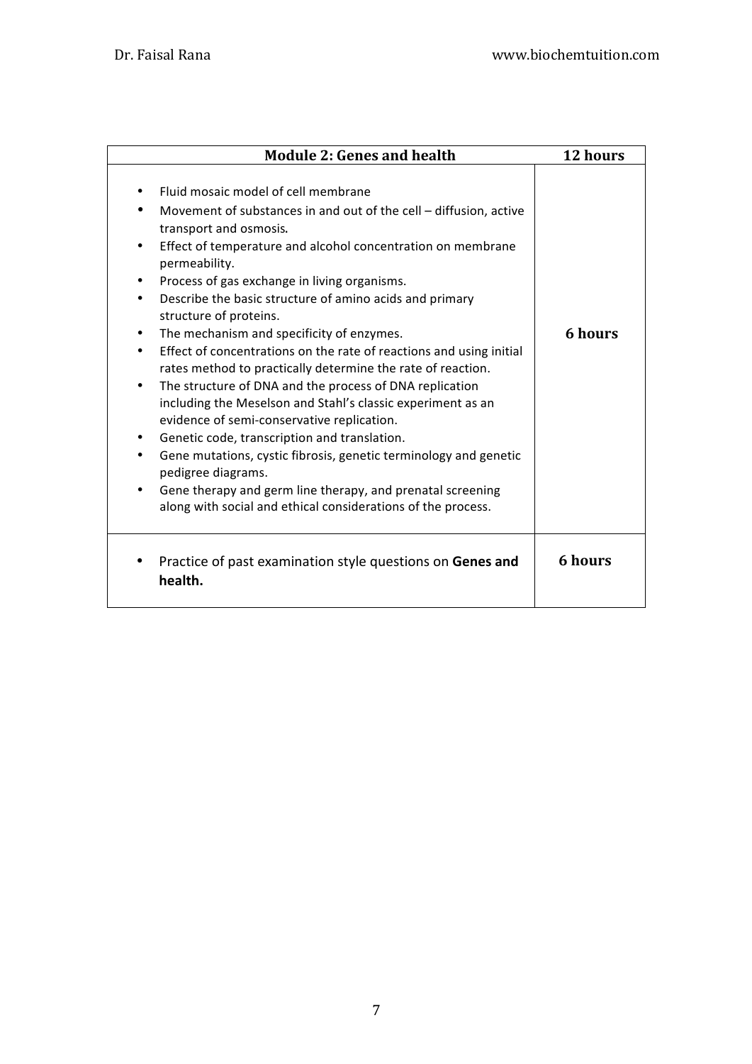| Module 2: Genes and health | 12 hours |
| --- | --- |
| • Fluid mosaic model of cell membrane<br>• Movement of substances in and out of the cell – diffusion, active transport and osmosis.<br>• Effect of temperature and alcohol concentration on membrane permeability.<br>• Process of gas exchange in living organisms.<br>• Describe the basic structure of amino acids and primary structure of proteins.<br>• The mechanism and specificity of enzymes.<br>• Effect of concentrations on the rate of reactions and using initial rates method to practically determine the rate of reaction.<br>• The structure of DNA and the process of DNA replication including the Meselson and Stahl's classic experiment as an evidence of semi-conservative replication.<br>• Genetic code, transcription and translation.<br>• Gene mutations, cystic fibrosis, genetic terminology and genetic pedigree diagrams.<br>• Gene therapy and germ line therapy, and prenatal screening along with social and ethical considerations of the process. | **6 hours** |
| • Practice of past examination style questions on **Genes and health.** | **6 hours** |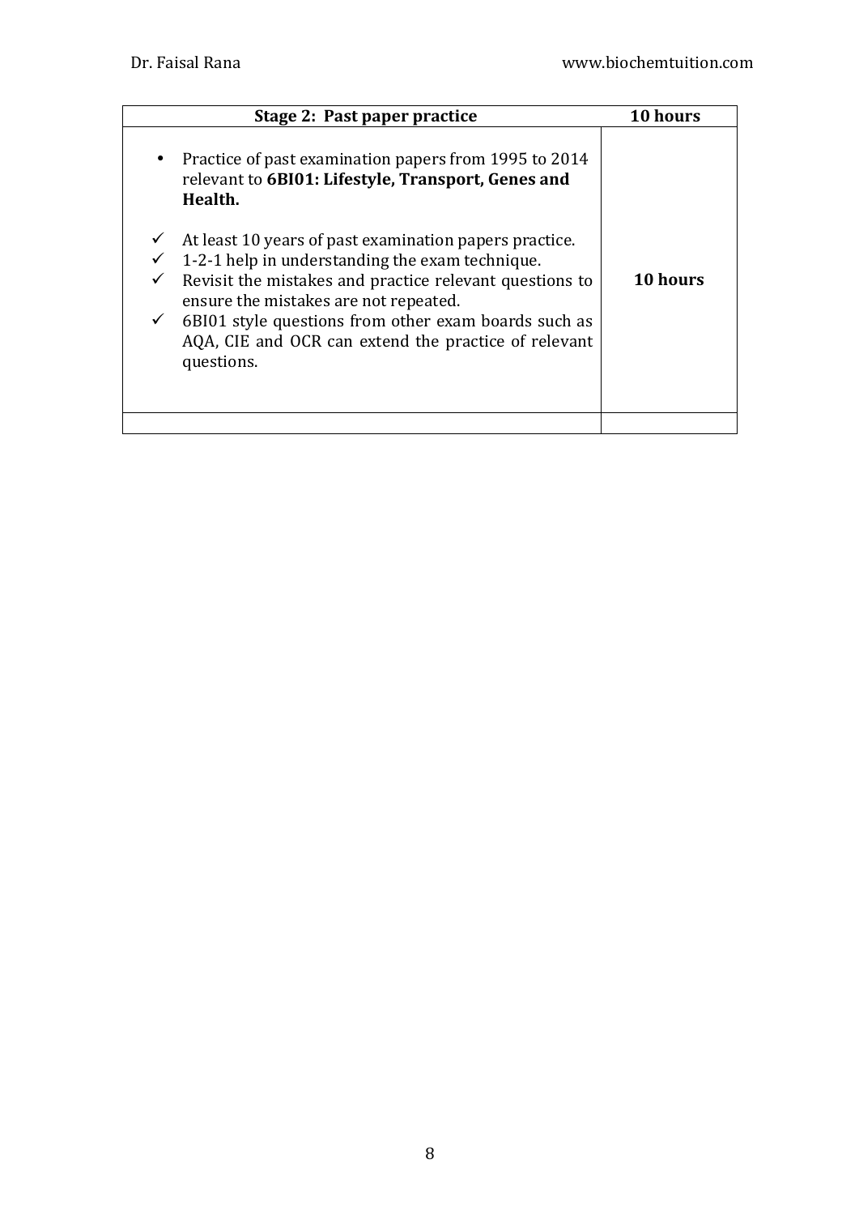| Stage 2: Past paper practice | 10 hours |
| --- | --- |
| • Practice of past examination papers from 1995 to 2014 relevant to **6BI01: Lifestyle, Transport, Genes and Health.**<br><br>✓ At least 10 years of past examination papers practice.<br>✓ 1-2-1 help in understanding the exam technique.<br>✓ Revisit the mistakes and practice relevant questions to ensure the mistakes are not repeated.<br>✓ 6BI01 style questions from other exam boards such as AQA, CIE and OCR can extend the practice of relevant questions. | **10 hours** |
| | |